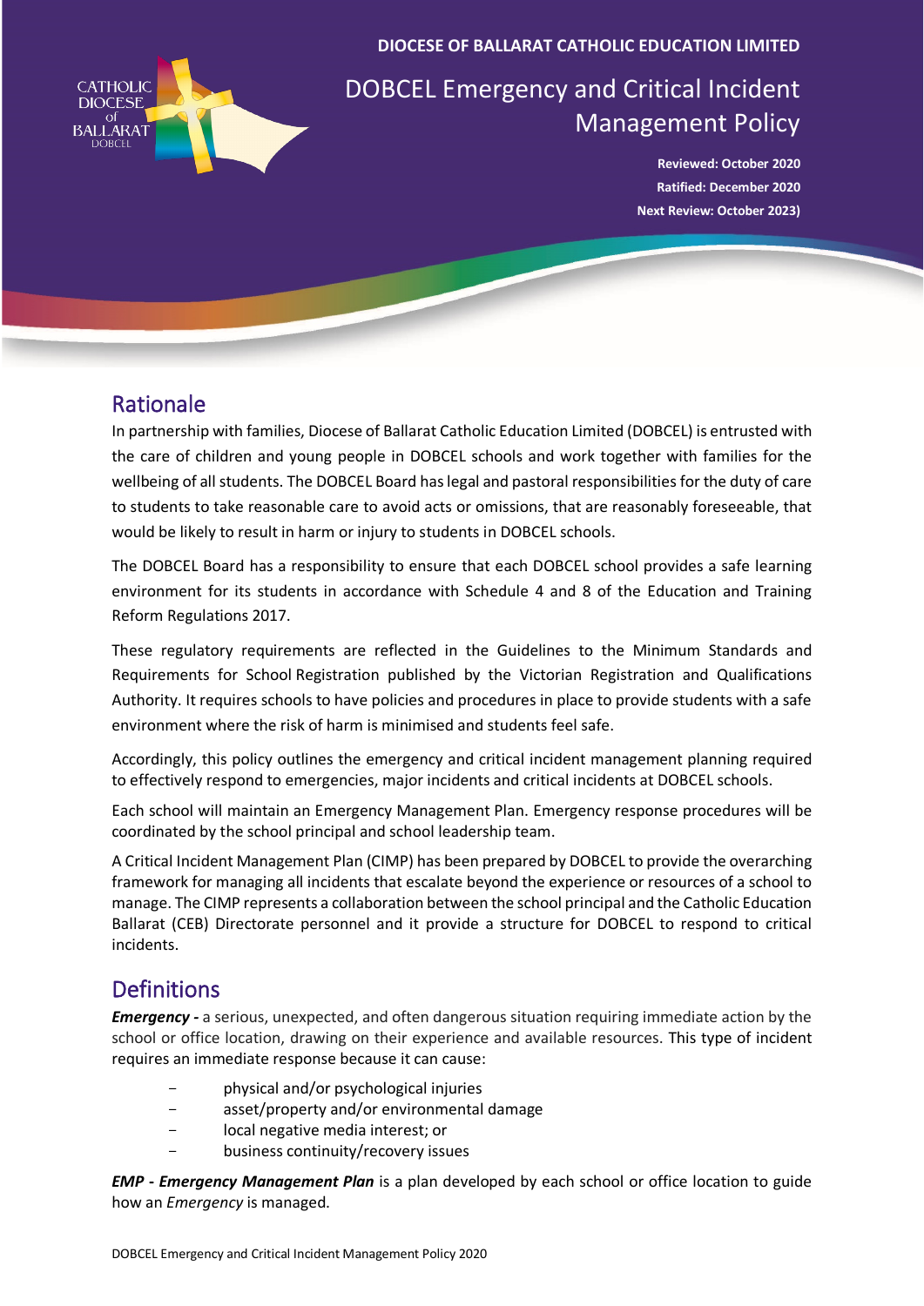DIOCESE OF BALLARAT CATHOLIC EDUCATION LIMITED

# DOBCEL Emergency and Critical Incident Management Policy

**Reviewed: October 2020**
**Ratified: December 2020**
**Next Review: October 2023)**

## Rationale

In partnership with families, Diocese of Ballarat Catholic Education Limited (DOBCEL) is entrusted with the care of children and young people in DOBCEL schools and work together with families for the wellbeing of all students. The DOBCEL Board has legal and pastoral responsibilities for the duty of care to students to take reasonable care to avoid acts or omissions, that are reasonably foreseeable, that would be likely to result in harm or injury to students in DOBCEL schools.

The DOBCEL Board has a responsibility to ensure that each DOBCEL school provides a safe learning environment for its students in accordance with Schedule 4 and 8 of the Education and Training Reform Regulations 2017.

These regulatory requirements are reflected in the Guidelines to the Minimum Standards and Requirements for School Registration published by the Victorian Registration and Qualifications Authority. It requires schools to have policies and procedures in place to provide students with a safe environment where the risk of harm is minimised and students feel safe.

Accordingly, this policy outlines the emergency and critical incident management planning required to effectively respond to emergencies, major incidents and critical incidents at DOBCEL schools.

Each school will maintain an Emergency Management Plan. Emergency response procedures will be coordinated by the school principal and school leadership team.

A Critical Incident Management Plan (CIMP) has been prepared by DOBCEL to provide the overarching framework for managing all incidents that escalate beyond the experience or resources of a school to manage. The CIMP represents a collaboration between the school principal and the Catholic Education Ballarat (CEB) Directorate personnel and it provide a structure for DOBCEL to respond to critical incidents.

## Definitions

***Emergency -*** a serious, unexpected, and often dangerous situation requiring immediate action by the school or office location, drawing on their experience and available resources. This type of incident requires an immediate response because it can cause:

- physical and/or psychological injuries
- asset/property and/or environmental damage
- local negative media interest; or
- business continuity/recovery issues

***EMP - Emergency Management Plan*** is a plan developed by each school or office location to guide how an *Emergency* is managed.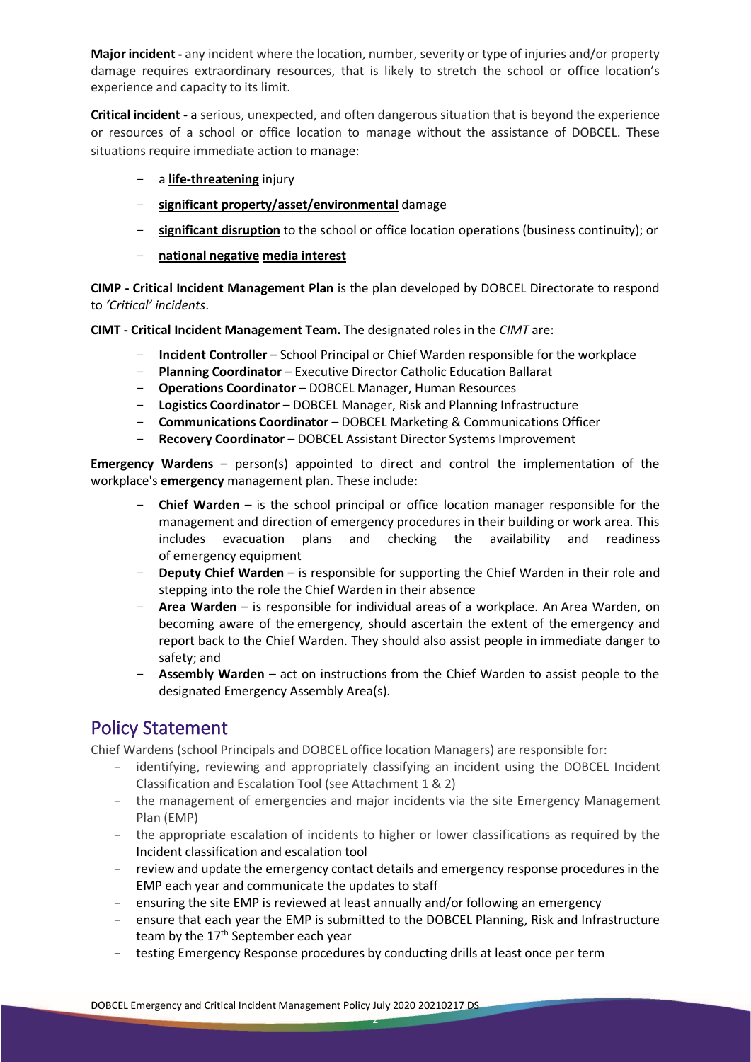**Major incident -** any incident where the location, number, severity or type of injuries and/or property damage requires extraordinary resources, that is likely to stretch the school or office location's experience and capacity to its limit.

**Critical incident -** a serious, unexpected, and often dangerous situation that is beyond the experience or resources of a school or office location to manage without the assistance of DOBCEL. These situations require immediate action to manage:

- a **life-threatening** injury
- **significant property/asset/environmental** damage
- **significant disruption** to the school or office location operations (business continuity); or
- **national negative media interest**

**CIMP - Critical Incident Management Plan** is the plan developed by DOBCEL Directorate to respond to *'Critical' incidents*.

**CIMT - Critical Incident Management Team.** The designated roles in the *CIMT* are:

- **Incident Controller** – School Principal or Chief Warden responsible for the workplace
- **Planning Coordinator** – Executive Director Catholic Education Ballarat
- **Operations Coordinator** – DOBCEL Manager, Human Resources
- **Logistics Coordinator** – DOBCEL Manager, Risk and Planning Infrastructure
- **Communications Coordinator** – DOBCEL Marketing & Communications Officer
- **Recovery Coordinator** – DOBCEL Assistant Director Systems Improvement

**Emergency Wardens** – person(s) appointed to direct and control the implementation of the workplace's **emergency** management plan. These include:

- **Chief Warden** – is the school principal or office location manager responsible for the management and direction of emergency procedures in their building or work area. This includes evacuation plans and checking the availability and readiness of emergency equipment
- **Deputy Chief Warden** – is responsible for supporting the Chief Warden in their role and stepping into the role the Chief Warden in their absence
- **Area Warden** – is responsible for individual areas of a workplace. An Area Warden, on becoming aware of the emergency, should ascertain the extent of the emergency and report back to the Chief Warden. They should also assist people in immediate danger to safety; and
- **Assembly Warden** – act on instructions from the Chief Warden to assist people to the designated Emergency Assembly Area(s).

## Policy Statement

Chief Wardens (school Principals and DOBCEL office location Managers) are responsible for:

- identifying, reviewing and appropriately classifying an incident using the DOBCEL Incident Classification and Escalation Tool (see Attachment 1 & 2)
- the management of emergencies and major incidents via the site Emergency Management Plan (EMP)
- the appropriate escalation of incidents to higher or lower classifications as required by the Incident classification and escalation tool
- review and update the emergency contact details and emergency response procedures in the EMP each year and communicate the updates to staff
- ensuring the site EMP is reviewed at least annually and/or following an emergency
- ensure that each year the EMP is submitted to the DOBCEL Planning, Risk and Infrastructure team by the 17th September each year
- testing Emergency Response procedures by conducting drills at least once per term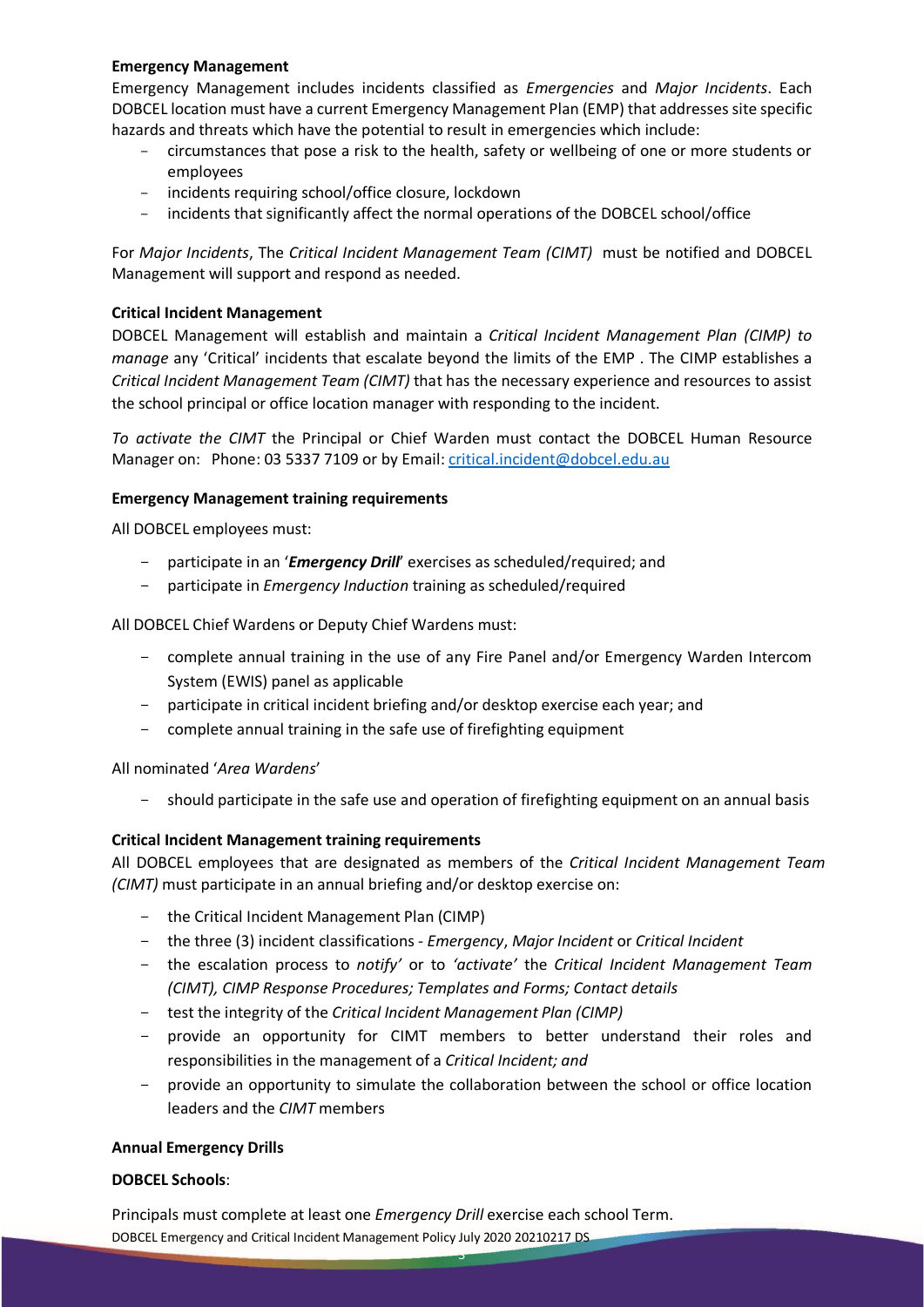**Emergency Management**

Emergency Management includes incidents classified as *Emergencies* and *Major Incidents*. Each DOBCEL location must have a current Emergency Management Plan (EMP) that addresses site specific hazards and threats which have the potential to result in emergencies which include:

- circumstances that pose a risk to the health, safety or wellbeing of one or more students or employees
- incidents requiring school/office closure, lockdown
- incidents that significantly affect the normal operations of the DOBCEL school/office

For *Major Incidents*, The *Critical Incident Management Team (CIMT)* must be notified and DOBCEL Management will support and respond as needed.

**Critical Incident Management**

DOBCEL Management will establish and maintain a *Critical Incident Management Plan (CIMP) to manage* any 'Critical' incidents that escalate beyond the limits of the EMP . The CIMP establishes a *Critical Incident Management Team (CIMT)* that has the necessary experience and resources to assist the school principal or office location manager with responding to the incident.

*To activate the CIMT* the Principal or Chief Warden must contact the DOBCEL Human Resource Manager on: Phone: 03 5337 7109 or by Email: critical.incident@dobcel.edu.au

**Emergency Management training requirements**

All DOBCEL employees must:

- participate in an '***Emergency Drill***' exercises as scheduled/required; and
- participate in *Emergency Induction* training as scheduled/required

All DOBCEL Chief Wardens or Deputy Chief Wardens must:

- complete annual training in the use of any Fire Panel and/or Emergency Warden Intercom System (EWIS) panel as applicable
- participate in critical incident briefing and/or desktop exercise each year; and
- complete annual training in the safe use of firefighting equipment

All nominated '*Area Wardens*'

- should participate in the safe use and operation of firefighting equipment on an annual basis

**Critical Incident Management training requirements**

All DOBCEL employees that are designated as members of the *Critical Incident Management Team (CIMT)* must participate in an annual briefing and/or desktop exercise on:

- the Critical Incident Management Plan (CIMP)
- the three (3) incident classifications - *Emergency*, *Major Incident* or *Critical Incident*
- the escalation process to *notify'* or to *'activate'* the *Critical Incident Management Team (CIMT), CIMP Response Procedures; Templates and Forms; Contact details*
- test the integrity of the *Critical Incident Management Plan (CIMP)*
- provide an opportunity for CIMT members to better understand their roles and responsibilities in the management of a *Critical Incident; and*
- provide an opportunity to simulate the collaboration between the school or office location leaders and the *CIMT* members

**Annual Emergency Drills**

**DOBCEL Schools**:

Principals must complete at least one *Emergency Drill* exercise each school Term.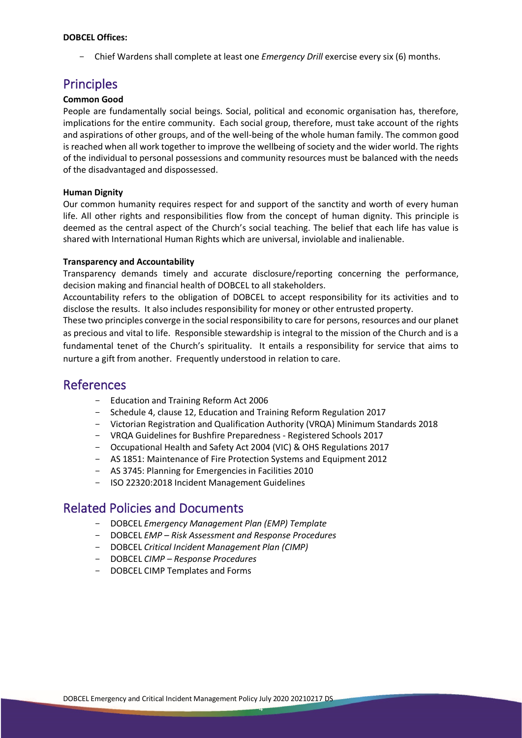**DOBCEL Offices:**

- Chief Wardens shall complete at least one *Emergency Drill* exercise every six (6) months.

## Principles

**Common Good**

People are fundamentally social beings. Social, political and economic organisation has, therefore, implications for the entire community. Each social group, therefore, must take account of the rights and aspirations of other groups, and of the well-being of the whole human family. The common good is reached when all work together to improve the wellbeing of society and the wider world. The rights of the individual to personal possessions and community resources must be balanced with the needs of the disadvantaged and dispossessed.

**Human Dignity**

Our common humanity requires respect for and support of the sanctity and worth of every human life. All other rights and responsibilities flow from the concept of human dignity. This principle is deemed as the central aspect of the Church's social teaching. The belief that each life has value is shared with International Human Rights which are universal, inviolable and inalienable.

**Transparency and Accountability**

Transparency demands timely and accurate disclosure/reporting concerning the performance, decision making and financial health of DOBCEL to all stakeholders.

Accountability refers to the obligation of DOBCEL to accept responsibility for its activities and to disclose the results. It also includes responsibility for money or other entrusted property.

These two principles converge in the social responsibility to care for persons, resources and our planet as precious and vital to life. Responsible stewardship is integral to the mission of the Church and is a fundamental tenet of the Church's spirituality. It entails a responsibility for service that aims to nurture a gift from another. Frequently understood in relation to care.

## References

- Education and Training Reform Act 2006
- Schedule 4, clause 12, Education and Training Reform Regulation 2017
- Victorian Registration and Qualification Authority (VRQA) Minimum Standards 2018
- VRQA Guidelines for Bushfire Preparedness - Registered Schools 2017
- Occupational Health and Safety Act 2004 (VIC) & OHS Regulations 2017
- AS 1851: Maintenance of Fire Protection Systems and Equipment 2012
- AS 3745: Planning for Emergencies in Facilities 2010
- ISO 22320:2018 Incident Management Guidelines

## Related Policies and Documents

- DOBCEL *Emergency Management Plan (EMP) Template*
- DOBCEL *EMP – Risk Assessment and Response Procedures*
- DOBCEL *Critical Incident Management Plan (CIMP)*
- DOBCEL *CIMP – Response Procedures*
- DOBCEL CIMP Templates and Forms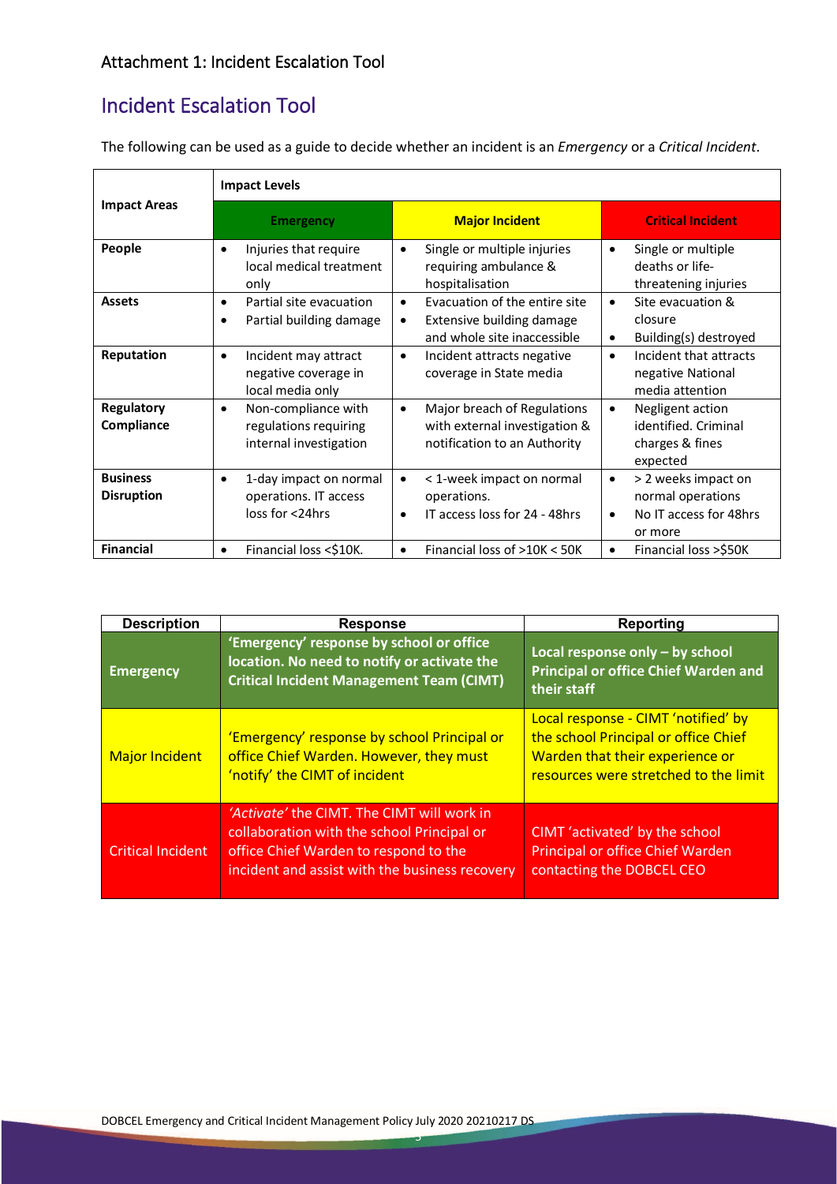Attachment 1: Incident Escalation Tool

# Incident Escalation Tool

The following can be used as a guide to decide whether an incident is an *Emergency* or a *Critical Incident*.

| Impact Areas | Impact Levels | | |
|---|---|---|---|
| | **Emergency** | **Major Incident** | **Critical Incident** |
| **People** | • Injuries that require local medical treatment only | • Single or multiple injuries requiring ambulance & hospitalisation | • Single or multiple deaths or life-threatening injuries |
| **Assets** | • Partial site evacuation<br>• Partial building damage | • Evacuation of the entire site<br>• Extensive building damage and whole site inaccessible | • Site evacuation & closure<br>• Building(s) destroyed |
| **Reputation** | • Incident may attract negative coverage in local media only | • Incident attracts negative coverage in State media | • Incident that attracts negative National media attention |
| **Regulatory Compliance** | • Non-compliance with regulations requiring internal investigation | • Major breach of Regulations with external investigation & notification to an Authority | • Negligent action identified. Criminal charges & fines expected |
| **Business Disruption** | • 1-day impact on normal operations. IT access loss for <24hrs | • < 1-week impact on normal operations.<br>• IT access loss for 24 - 48hrs | • > 2 weeks impact on normal operations<br>• No IT access for 48hrs or more |
| **Financial** | • Financial loss <$10K. | • Financial loss of >10K < 50K | • Financial loss >$50K |

| Description | Response | Reporting |
|---|---|---|
| **Emergency** | **'Emergency' response by school or office location. No need to notify or activate the Critical Incident Management Team (CIMT)** | **Local response only – by school Principal or office Chief Warden and their staff** |
| Major Incident | 'Emergency' response by school Principal or office Chief Warden. However, they must 'notify' the CIMT of incident | Local response - CIMT 'notified' by the school Principal or office Chief Warden that their experience or resources were stretched to the limit |
| Critical Incident | *'Activate'* the CIMT. The CIMT will work in collaboration with the school Principal or office Chief Warden to respond to the incident and assist with the business recovery | CIMT 'activated' by the school Principal or office Chief Warden contacting the DOBCEL CEO |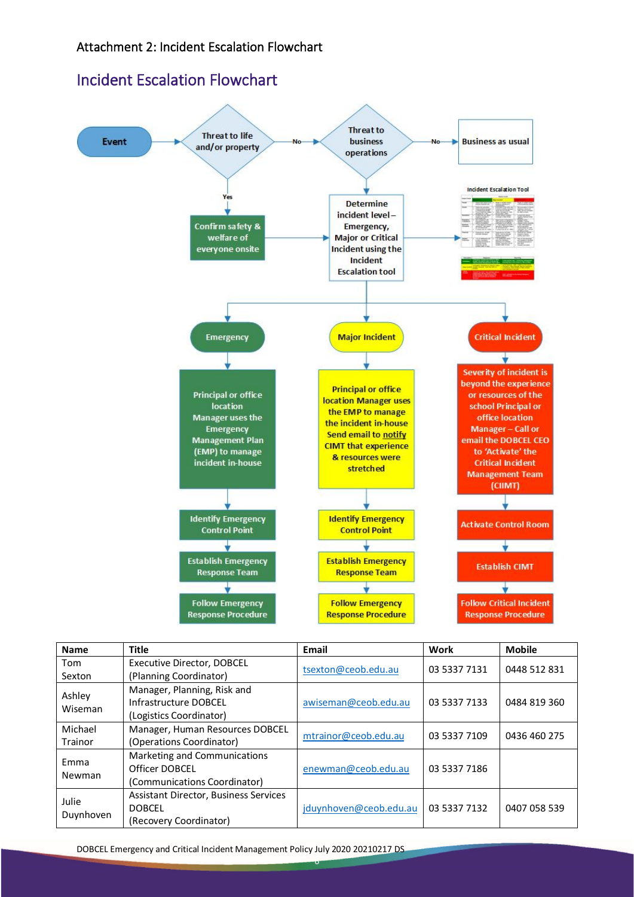Attachment 2: Incident Escalation Flowchart

## Incident Escalation Flowchart

Event

Threat to life and/or property

No

Threat to business operations

No

Business as usual

Yes

Confirm safety & welfare of everyone onsite

Determine incident level – Emergency, Major or Critical Incident using the Incident Escalation tool

Incident Escalation Tool

Emergency

Principal or office location Manager uses the Emergency Management Plan (EMP) to manage incident in-house

Identify Emergency Control Point

Establish Emergency Response Team

Follow Emergency Response Procedure

Major Incident

Principal or office location Manager uses the EMP to manage the incident in-house Send email to notify CIMT that experience & resources were stretched

Identify Emergency Control Point

Establish Emergency Response Team

Follow Emergency Response Procedure

Critical Incident

Severity of incident is beyond the experience or resources of the school Principal or office location Manager – Call or email the DOBCEL CEO to 'Activate' the Critical Incident Management Team (CIIMT)

Activate Control Room

Establish CIMT

Follow Critical Incident Response Procedure

| Name | Title | Email | Work | Mobile |
| --- | --- | --- | --- | --- |
| Tom Sexton | Executive Director, DOBCEL (Planning Coordinator) | tsexton@ceob.edu.au | 03 5337 7131 | 0448 512 831 |
| Ashley Wiseman | Manager, Planning, Risk and Infrastructure DOBCEL (Logistics Coordinator) | awiseman@ceob.edu.au | 03 5337 7133 | 0484 819 360 |
| Michael Trainor | Manager, Human Resources DOBCEL (Operations Coordinator) | mtrainor@ceob.edu.au | 03 5337 7109 | 0436 460 275 |
| Emma Newman | Marketing and Communications Officer DOBCEL (Communications Coordinator) | enewman@ceob.edu.au | 03 5337 7186 | |
| Julie Duynhoven | Assistant Director, Business Services DOBCEL (Recovery Coordinator) | jduynhoven@ceob.edu.au | 03 5337 7132 | 0407 058 539 |